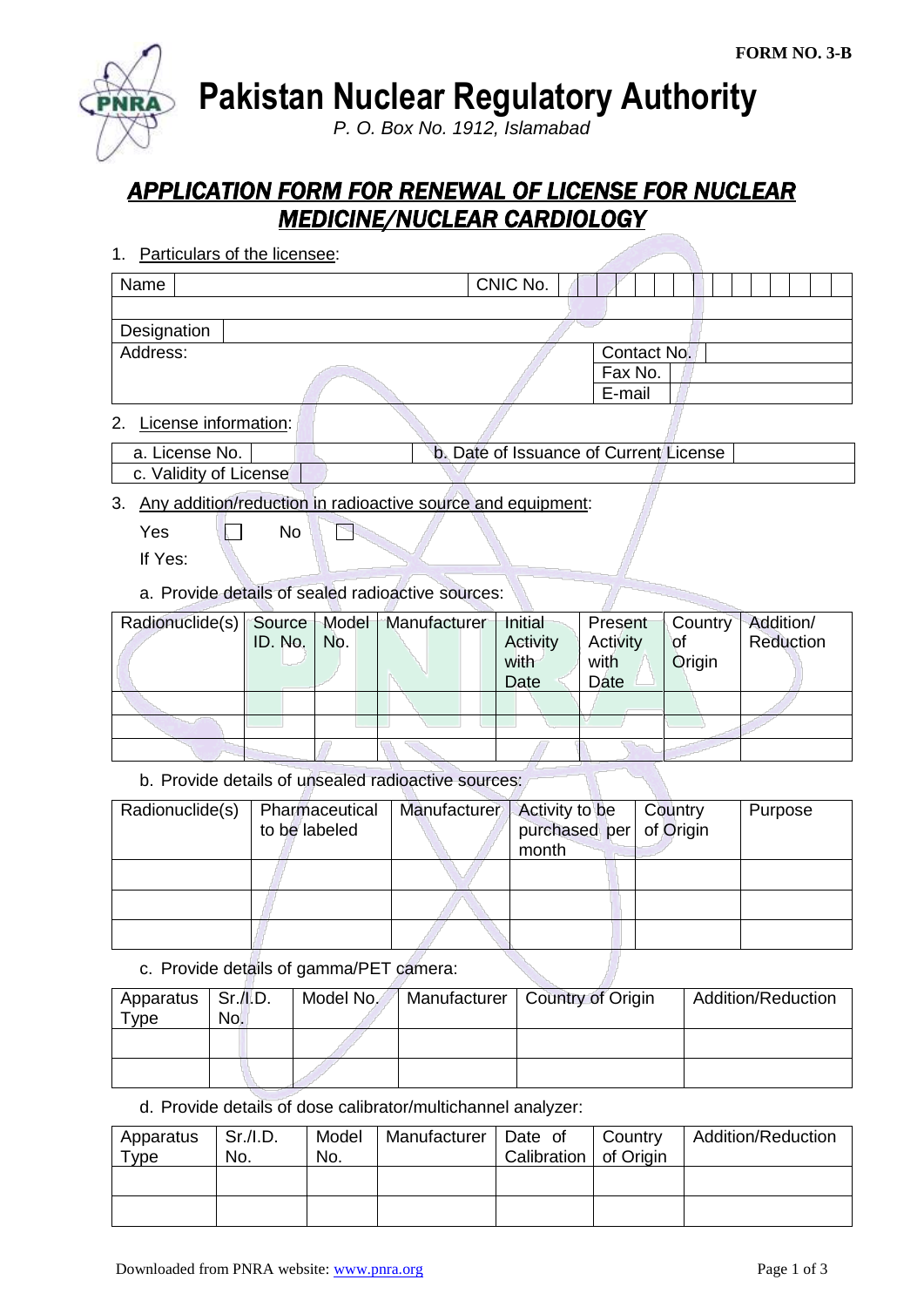FORM NO. 3-B

# Pakistan Nuclear Regulatory Authority

*P. O. Box No. 1912, Islamabad*

## *APPLICATION FORM FOR RENEWAL OF LICENSE FOR NUCLEAR MEDICINE/NUCLEAR CARDIOLOGY*

1. Particulars of the licensee:

| Name | | CNIC No. | |
|---|---|---|---|
| | | | |
| Designation | | | |
| Address: | | Contact No. | |
| | | Fax No. | |
| | | E-mail | |

2. License information:

| a. License No. | | b. Date of Issuance of Current License | |
|---|---|---|---|
| c. Validity of License | | | |

3. Any addition/reduction in radioactive source and equipment:

Yes ☐ No ☐

If Yes:

a. Provide details of sealed radioactive sources:

| Radionuclide(s) | Source ID. No. | Model No. | Manufacturer | Initial Activity with Date | Present Activity with Date | Country of Origin | Addition/ Reduction |
|---|---|---|---|---|---|---|---|
| | | | | | | | |
| | | | | | | | |
| | | | | | | | |

b. Provide details of unsealed radioactive sources:

| Radionuclide(s) | Pharmaceutical to be labeled | Manufacturer | Activity to be purchased per month | Country of Origin | Purpose |
|---|---|---|---|---|---|
| | | | | | |
| | | | | | |
| | | | | | |

c. Provide details of gamma/PET camera:

| Apparatus Type | Sr./I.D. No. | Model No. | Manufacturer | Country of Origin | Addition/Reduction |
|---|---|---|---|---|---|
| | | | | | |
| | | | | | |

d. Provide details of dose calibrator/multichannel analyzer:

| Apparatus Type | Sr./I.D. No. | Model No. | Manufacturer | Date of Calibration | Country of Origin | Addition/Reduction |
|---|---|---|---|---|---|---|
| | | | | | | |
| | | | | | | |

Downloaded from PNRA website: www.pnra.org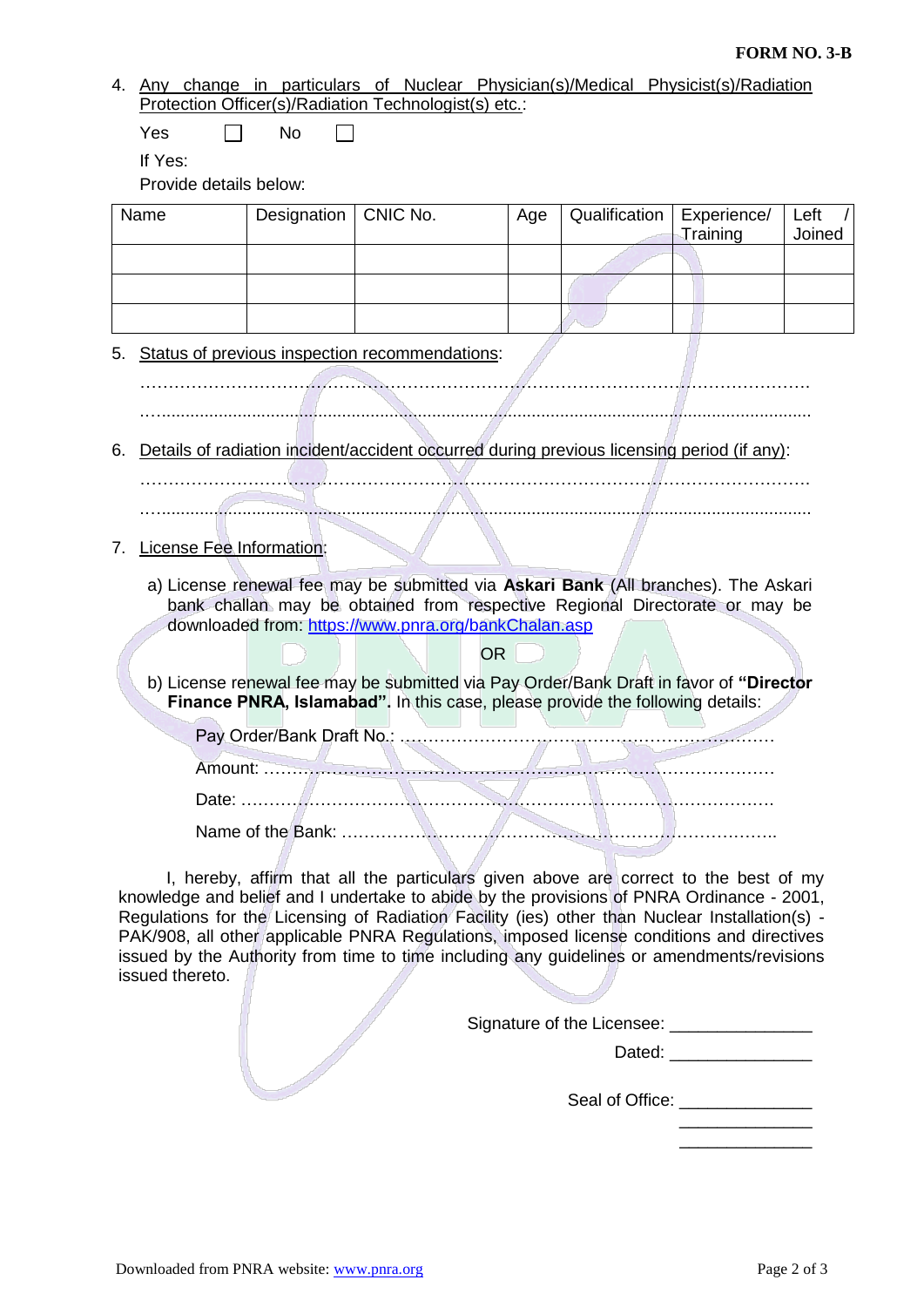**FORM NO. 3-B**

4. Any change in particulars of Nuclear Physician(s)/Medical Physicist(s)/Radiation Protection Officer(s)/Radiation Technologist(s) etc.:

   Yes ☐ No ☐

   If Yes:

   Provide details below:

| Name | Designation | CNIC No. | Age | Qualification | Experience/ Training | Left / Joined |
|---|---|---|---|---|---|---|
| | | | | | | |
| | | | | | | |
| | | | | | | |

5. Status of previous inspection recommendations:

   ……………………………………………………………………………………………………

   ……………………………………………………………………………………………………

6. Details of radiation incident/accident occurred during previous licensing period (if any):

   ……………………………………………………………………………………………………

   ……………………………………………………………………………………………………

7. License Fee Information:

   a) License renewal fee may be submitted via **Askari Bank** (All branches). The Askari bank challan may be obtained from respective Regional Directorate or may be downloaded from: https://www.pnra.org/bankChalan.asp

   OR

   b) License renewal fee may be submitted via Pay Order/Bank Draft in favor of **"Director Finance PNRA, Islamabad".** In this case, please provide the following details:

   Pay Order/Bank Draft No.: ………………………………………………………

   Amount: ……………………………………………………………………………

   Date: ………………………………………………………………………………

   Name of the Bank: …………………………………………………………………

I, hereby, affirm that all the particulars given above are correct to the best of my knowledge and belief and I undertake to abide by the provisions of PNRA Ordinance - 2001, Regulations for the Licensing of Radiation Facility (ies) other than Nuclear Installation(s) - PAK/908, all other applicable PNRA Regulations, imposed license conditions and directives issued by the Authority from time to time including any guidelines or amendments/revisions issued thereto.

Signature of the Licensee: _______________

Dated: _______________

Seal of Office: ______________
______________
______________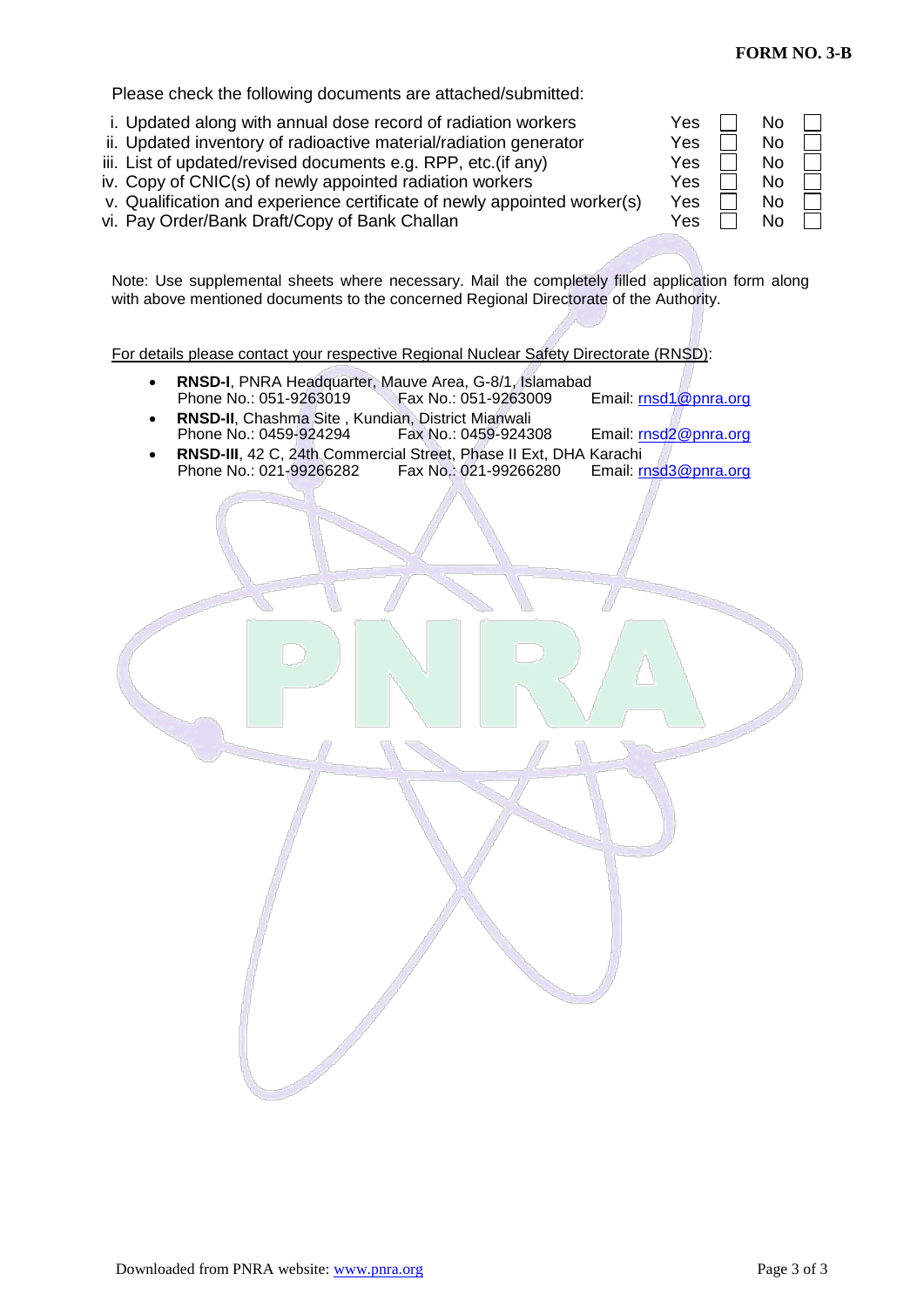**FORM NO. 3-B**

Please check the following documents are attached/submitted:

| | | |
|---|---|---|
| i. Updated along with annual dose record of radiation workers | Yes ☐ | No ☐ |
| ii. Updated inventory of radioactive material/radiation generator | Yes ☐ | No ☐ |
| iii. List of updated/revised documents e.g. RPP, etc.(if any) | Yes ☐ | No ☐ |
| iv. Copy of CNIC(s) of newly appointed radiation workers | Yes ☐ | No ☐ |
| v. Qualification and experience certificate of newly appointed worker(s) | Yes ☐ | No ☐ |
| vi. Pay Order/Bank Draft/Copy of Bank Challan | Yes ☐ | No ☐ |

Note: Use supplemental sheets where necessary. Mail the completely filled application form along with above mentioned documents to the concerned Regional Directorate of the Authority.

For details please contact your respective Regional Nuclear Safety Directorate (RNSD):

- **RNSD-I**, PNRA Headquarter, Mauve Area, G-8/1, Islamabad
  Phone No.: 051-9263019 Fax No.: 051-9263009 Email: rnsd1@pnra.org
- **RNSD-II**, Chashma Site , Kundian, District Mianwali
  Phone No.: 0459-924294 Fax No.: 0459-924308 Email: rnsd2@pnra.org
- **RNSD-III**, 42 C, 24th Commercial Street, Phase II Ext, DHA Karachi
  Phone No.: 021-99266282 Fax No.: 021-99266280 Email: rnsd3@pnra.org

Downloaded from PNRA website: www.pnra.org